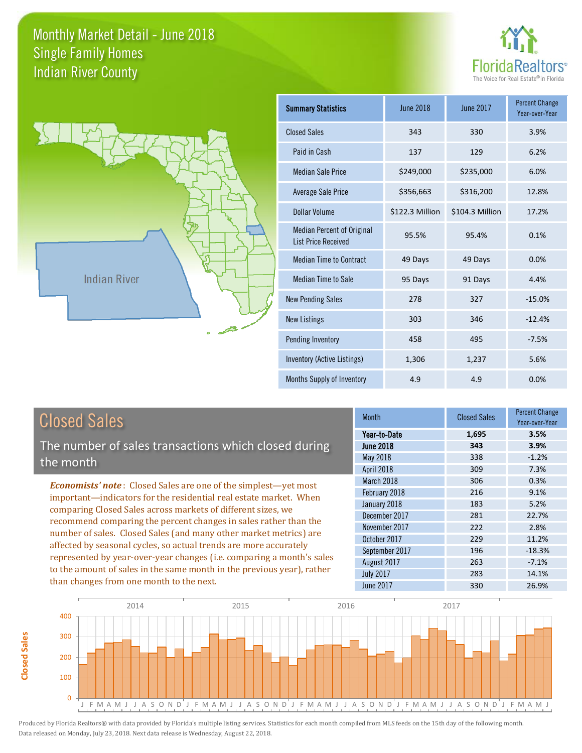# Monthly Market Detail - June 2018
## Single Family Homes
## Indian River County

FloridaRealtors® The Voice for Real Estate® in Florida

Indian River

| Summary Statistics | June 2018 | June 2017 | Percent Change Year-over-Year |
|---|---|---|---|
| Closed Sales | 343 | 330 | 3.9% |
| Paid in Cash | 137 | 129 | 6.2% |
| Median Sale Price | $249,000 | $235,000 | 6.0% |
| Average Sale Price | $356,663 | $316,200 | 12.8% |
| Dollar Volume | $122.3 Million | $104.3 Million | 17.2% |
| Median Percent of Original List Price Received | 95.5% | 95.4% | 0.1% |
| Median Time to Contract | 49 Days | 49 Days | 0.0% |
| Median Time to Sale | 95 Days | 91 Days | 4.4% |
| New Pending Sales | 278 | 327 | -15.0% |
| New Listings | 303 | 346 | -12.4% |
| Pending Inventory | 458 | 495 | -7.5% |
| Inventory (Active Listings) | 1,306 | 1,237 | 5.6% |
| Months Supply of Inventory | 4.9 | 4.9 | 0.0% |

## Closed Sales

The number of sales transactions which closed during the month

***Economists' note***: Closed Sales are one of the simplest—yet most important—indicators for the residential real estate market. When comparing Closed Sales across markets of different sizes, we recommend comparing the percent changes in sales rather than the number of sales. Closed Sales (and many other market metrics) are affected by seasonal cycles, so actual trends are more accurately represented by year-over-year changes (i.e. comparing a month's sales to the amount of sales in the same month in the previous year), rather than changes from one month to the next.

| Month | Closed Sales | Percent Change Year-over-Year |
|---|---|---|
| **Year-to-Date** | **1,695** | **3.5%** |
| **June 2018** | **343** | **3.9%** |
| May 2018 | 338 | -1.2% |
| April 2018 | 309 | 7.3% |
| March 2018 | 306 | 0.3% |
| February 2018 | 216 | 9.1% |
| January 2018 | 183 | 5.2% |
| December 2017 | 281 | 22.7% |
| November 2017 | 222 | 2.8% |
| October 2017 | 229 | 11.2% |
| September 2017 | 196 | -18.3% |
| August 2017 | 263 | -7.1% |
| July 2017 | 283 | 14.1% |
| June 2017 | 330 | 26.9% |

Produced by Florida Realtors® with data provided by Florida's multiple listing services. Statistics for each month compiled from MLS feeds on the 15th day of the following month. Data released on Monday, July 23, 2018. Next data release is Wednesday, August 22, 2018.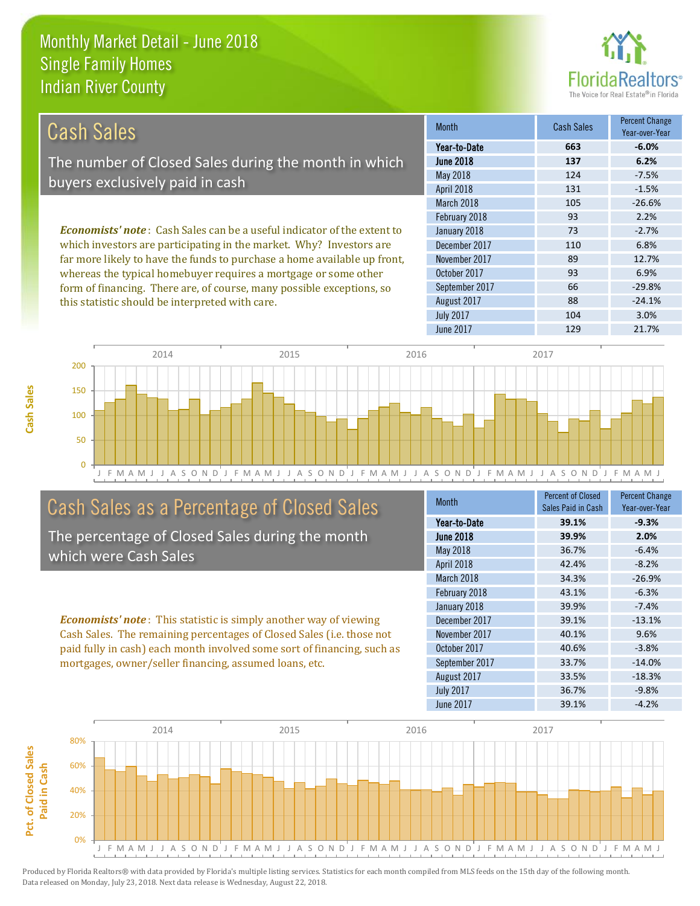# Monthly Market Detail - June 2018
## Single Family Homes
## Indian River County

## Cash Sales

The number of Closed Sales during the month in which buyers exclusively paid in cash

*Economists' note*: Cash Sales can be a useful indicator of the extent to which investors are participating in the market. Why? Investors are far more likely to have the funds to purchase a home available up front, whereas the typical homebuyer requires a mortgage or some other form of financing. There are, of course, many possible exceptions, so this statistic should be interpreted with care.

| Month | Cash Sales | Percent Change Year-over-Year |
|---|---|---|
| **Year-to-Date** | **663** | **-6.0%** |
| **June 2018** | **137** | **6.2%** |
| May 2018 | 124 | -7.5% |
| April 2018 | 131 | -1.5% |
| March 2018 | 105 | -26.6% |
| February 2018 | 93 | 2.2% |
| January 2018 | 73 | -2.7% |
| December 2017 | 110 | 6.8% |
| November 2017 | 89 | 12.7% |
| October 2017 | 93 | 6.9% |
| September 2017 | 66 | -29.8% |
| August 2017 | 88 | -24.1% |
| July 2017 | 104 | 3.0% |
| June 2017 | 129 | 21.7% |

## Cash Sales as a Percentage of Closed Sales

The percentage of Closed Sales during the month which were Cash Sales

*Economists' note*: This statistic is simply another way of viewing Cash Sales. The remaining percentages of Closed Sales (i.e. those not paid fully in cash) each month involved some sort of financing, such as mortgages, owner/seller financing, assumed loans, etc.

| Month | Percent of Closed Sales Paid in Cash | Percent Change Year-over-Year |
|---|---|---|
| **Year-to-Date** | **39.1%** | **-9.3%** |
| **June 2018** | **39.9%** | **2.0%** |
| May 2018 | 36.7% | -6.4% |
| April 2018 | 42.4% | -8.2% |
| March 2018 | 34.3% | -26.9% |
| February 2018 | 43.1% | -6.3% |
| January 2018 | 39.9% | -7.4% |
| December 2017 | 39.1% | -13.1% |
| November 2017 | 40.1% | 9.6% |
| October 2017 | 40.6% | -3.8% |
| September 2017 | 33.7% | -14.0% |
| August 2017 | 33.5% | -18.3% |
| July 2017 | 36.7% | -9.8% |
| June 2017 | 39.1% | -4.2% |

Produced by Florida Realtors® with data provided by Florida's multiple listing services. Statistics for each month compiled from MLS feeds on the 15th day of the following month. Data released on Monday, July 23, 2018. Next data release is Wednesday, August 22, 2018.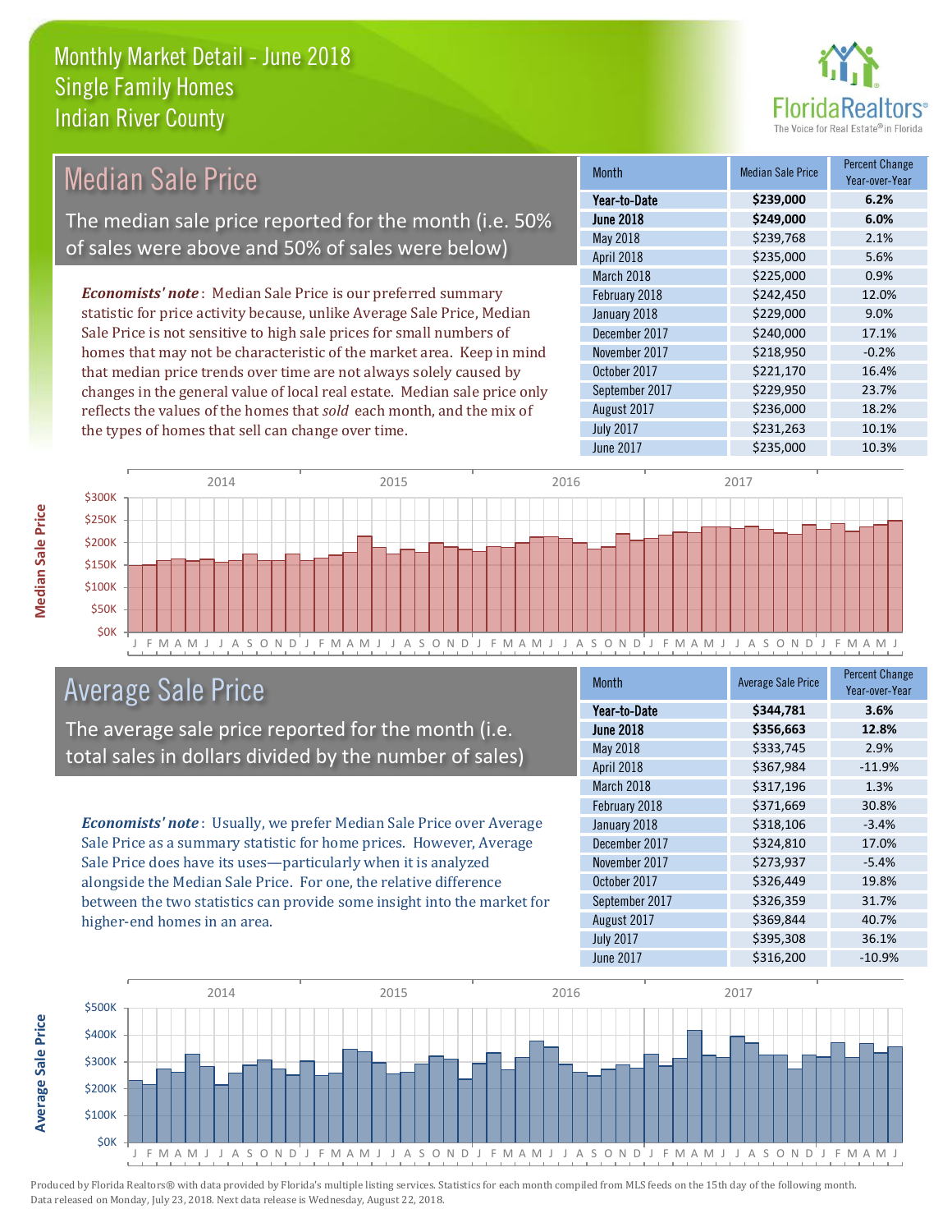# Monthly Market Detail - June 2018
## Single Family Homes
## Indian River County

## Median Sale Price

The median sale price reported for the month (i.e. 50% of sales were above and 50% of sales were below)

*Economists' note*: Median Sale Price is our preferred summary statistic for price activity because, unlike Average Sale Price, Median Sale Price is not sensitive to high sale prices for small numbers of homes that may not be characteristic of the market area. Keep in mind that median price trends over time are not always solely caused by changes in the general value of local real estate. Median sale price only reflects the values of the homes that *sold* each month, and the mix of the types of homes that sell can change over time.

| Month | Median Sale Price | Percent Change Year-over-Year |
|---|---|---|
| **Year-to-Date** | **$239,000** | **6.2%** |
| **June 2018** | **$249,000** | **6.0%** |
| May 2018 | $239,768 | 2.1% |
| April 2018 | $235,000 | 5.6% |
| March 2018 | $225,000 | 0.9% |
| February 2018 | $242,450 | 12.0% |
| January 2018 | $229,000 | 9.0% |
| December 2017 | $240,000 | 17.1% |
| November 2017 | $218,950 | -0.2% |
| October 2017 | $221,170 | 16.4% |
| September 2017 | $229,950 | 23.7% |
| August 2017 | $236,000 | 18.2% |
| July 2017 | $231,263 | 10.1% |
| June 2017 | $235,000 | 10.3% |

## Average Sale Price

The average sale price reported for the month (i.e. total sales in dollars divided by the number of sales)

*Economists' note*: Usually, we prefer Median Sale Price over Average Sale Price as a summary statistic for home prices. However, Average Sale Price does have its uses—particularly when it is analyzed alongside the Median Sale Price. For one, the relative difference between the two statistics can provide some insight into the market for higher-end homes in an area.

| Month | Average Sale Price | Percent Change Year-over-Year |
|---|---|---|
| **Year-to-Date** | **$344,781** | **3.6%** |
| **June 2018** | **$356,663** | **12.8%** |
| May 2018 | $333,745 | 2.9% |
| April 2018 | $367,984 | -11.9% |
| March 2018 | $317,196 | 1.3% |
| February 2018 | $371,669 | 30.8% |
| January 2018 | $318,106 | -3.4% |
| December 2017 | $324,810 | 17.0% |
| November 2017 | $273,937 | -5.4% |
| October 2017 | $326,449 | 19.8% |
| September 2017 | $326,359 | 31.7% |
| August 2017 | $369,844 | 40.7% |
| July 2017 | $395,308 | 36.1% |
| June 2017 | $316,200 | -10.9% |

Produced by Florida Realtors® with data provided by Florida's multiple listing services. Statistics for each month compiled from MLS feeds on the 15th day of the following month. Data released on Monday, July 23, 2018. Next data release is Wednesday, August 22, 2018.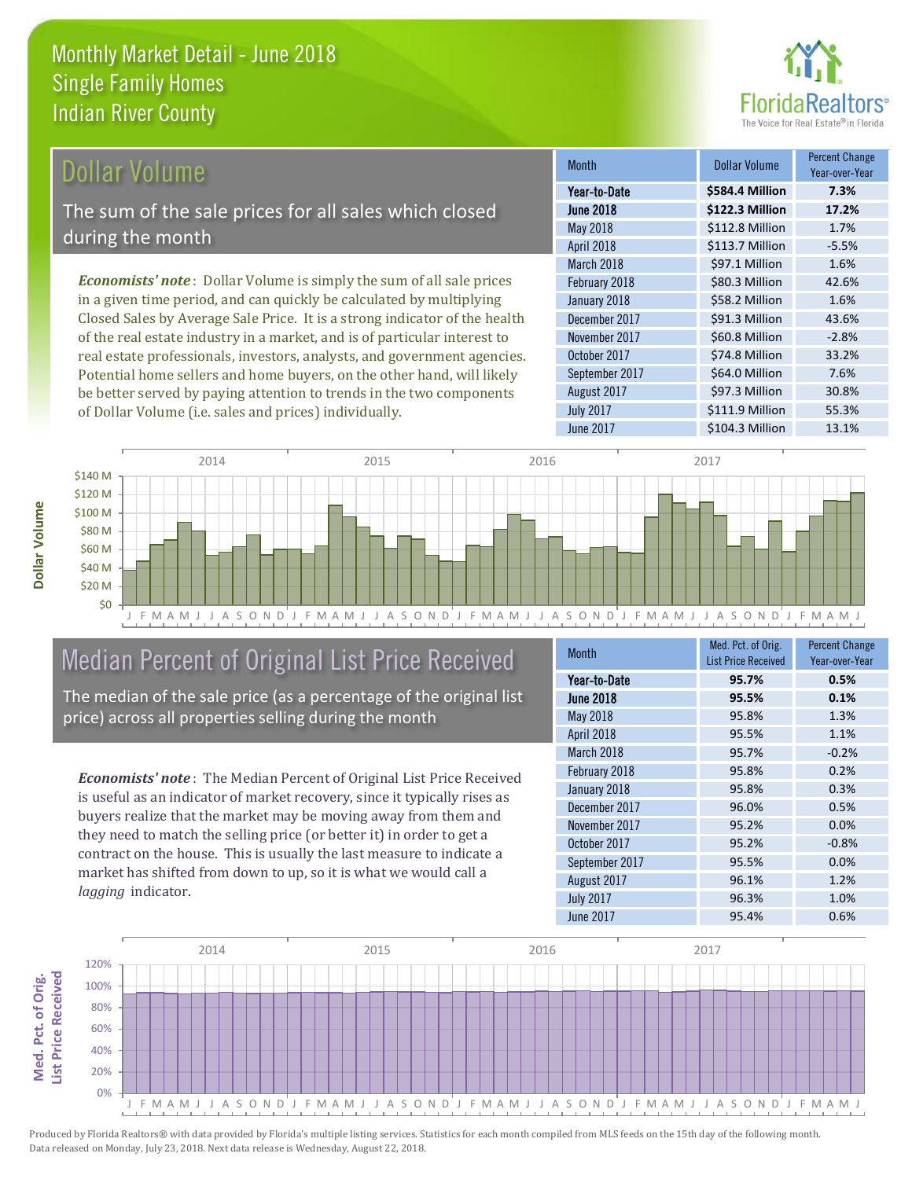# Monthly Market Detail - June 2018
## Single Family Homes
## Indian River County

## Dollar Volume

The sum of the sale prices for all sales which closed during the month

*Economists' note*: Dollar Volume is simply the sum of all sale prices in a given time period, and can quickly be calculated by multiplying Closed Sales by Average Sale Price. It is a strong indicator of the health of the real estate industry in a market, and is of particular interest to real estate professionals, investors, analysts, and government agencies. Potential home sellers and home buyers, on the other hand, will likely be better served by paying attention to trends in the two components of Dollar Volume (i.e. sales and prices) individually.

| Month | Dollar Volume | Percent Change Year-over-Year |
|---|---|---|
| **Year-to-Date** | **$584.4 Million** | **7.3%** |
| **June 2018** | **$122.3 Million** | **17.2%** |
| May 2018 | $112.8 Million | 1.7% |
| April 2018 | $113.7 Million | -5.5% |
| March 2018 | $97.1 Million | 1.6% |
| February 2018 | $80.3 Million | 42.6% |
| January 2018 | $58.2 Million | 1.6% |
| December 2017 | $91.3 Million | 43.6% |
| November 2017 | $60.8 Million | -2.8% |
| October 2017 | $74.8 Million | 33.2% |
| September 2017 | $64.0 Million | 7.6% |
| August 2017 | $97.3 Million | 30.8% |
| July 2017 | $111.9 Million | 55.3% |
| June 2017 | $104.3 Million | 13.1% |

## Median Percent of Original List Price Received

The median of the sale price (as a percentage of the original list price) across all properties selling during the month

*Economists' note*: The Median Percent of Original List Price Received is useful as an indicator of market recovery, since it typically rises as buyers realize that the market may be moving away from them and they need to match the selling price (or better it) in order to get a contract on the house. This is usually the last measure to indicate a market has shifted from down to up, so it is what we would call a *lagging* indicator.

| Month | Med. Pct. of Orig. List Price Received | Percent Change Year-over-Year |
|---|---|---|
| **Year-to-Date** | **95.7%** | **0.5%** |
| **June 2018** | **95.5%** | **0.1%** |
| May 2018 | 95.8% | 1.3% |
| April 2018 | 95.5% | 1.1% |
| March 2018 | 95.7% | -0.2% |
| February 2018 | 95.8% | 0.2% |
| January 2018 | 95.8% | 0.3% |
| December 2017 | 96.0% | 0.5% |
| November 2017 | 95.2% | 0.0% |
| October 2017 | 95.2% | -0.8% |
| September 2017 | 95.5% | 0.0% |
| August 2017 | 96.1% | 1.2% |
| July 2017 | 96.3% | 1.0% |
| June 2017 | 95.4% | 0.6% |

Produced by Florida Realtors® with data provided by Florida's multiple listing services. Statistics for each month compiled from MLS feeds on the 15th day of the following month. Data released on Monday, July 23, 2018. Next data release is Wednesday, August 22, 2018.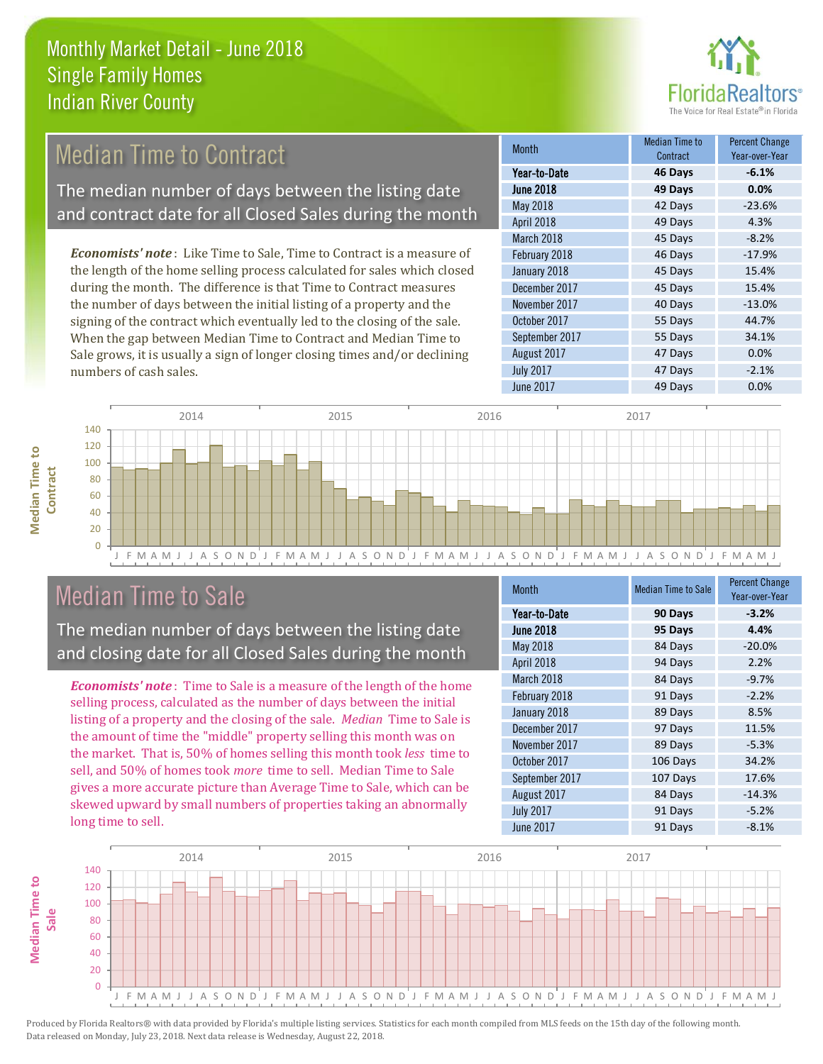# Monthly Market Detail - June 2018
## Single Family Homes
## Indian River County

## Median Time to Contract

The median number of days between the listing date and contract date for all Closed Sales during the month

***Economists' note***: Like Time to Sale, Time to Contract is a measure of the length of the home selling process calculated for sales which closed during the month. The difference is that Time to Contract measures the number of days between the initial listing of a property and the signing of the contract which eventually led to the closing of the sale. When the gap between Median Time to Contract and Median Time to Sale grows, it is usually a sign of longer closing times and/or declining numbers of cash sales.

| Month | Median Time to Contract | Percent Change Year-over-Year |
|---|---|---|
| **Year-to-Date** | **46 Days** | **-6.1%** |
| **June 2018** | **49 Days** | **0.0%** |
| May 2018 | 42 Days | -23.6% |
| April 2018 | 49 Days | 4.3% |
| March 2018 | 45 Days | -8.2% |
| February 2018 | 46 Days | -17.9% |
| January 2018 | 45 Days | 15.4% |
| December 2017 | 45 Days | 15.4% |
| November 2017 | 40 Days | -13.0% |
| October 2017 | 55 Days | 44.7% |
| September 2017 | 55 Days | 34.1% |
| August 2017 | 47 Days | 0.0% |
| July 2017 | 47 Days | -2.1% |
| June 2017 | 49 Days | 0.0% |

## Median Time to Sale

The median number of days between the listing date and closing date for all Closed Sales during the month

***Economists' note***: Time to Sale is a measure of the length of the home selling process, calculated as the number of days between the initial listing of a property and the closing of the sale. *Median* Time to Sale is the amount of time the "middle" property selling this month was on the market. That is, 50% of homes selling this month took *less* time to sell, and 50% of homes took *more* time to sell. Median Time to Sale gives a more accurate picture than Average Time to Sale, which can be skewed upward by small numbers of properties taking an abnormally long time to sell.

| Month | Median Time to Sale | Percent Change Year-over-Year |
|---|---|---|
| **Year-to-Date** | **90 Days** | **-3.2%** |
| **June 2018** | **95 Days** | **4.4%** |
| May 2018 | 84 Days | -20.0% |
| April 2018 | 94 Days | 2.2% |
| March 2018 | 84 Days | -9.7% |
| February 2018 | 91 Days | -2.2% |
| January 2018 | 89 Days | 8.5% |
| December 2017 | 97 Days | 11.5% |
| November 2017 | 89 Days | -5.3% |
| October 2017 | 106 Days | 34.2% |
| September 2017 | 107 Days | 17.6% |
| August 2017 | 84 Days | -14.3% |
| July 2017 | 91 Days | -5.2% |
| June 2017 | 91 Days | -8.1% |

Produced by Florida Realtors® with data provided by Florida's multiple listing services. Statistics for each month compiled from MLS feeds on the 15th day of the following month. Data released on Monday, July 23, 2018. Next data release is Wednesday, August 22, 2018.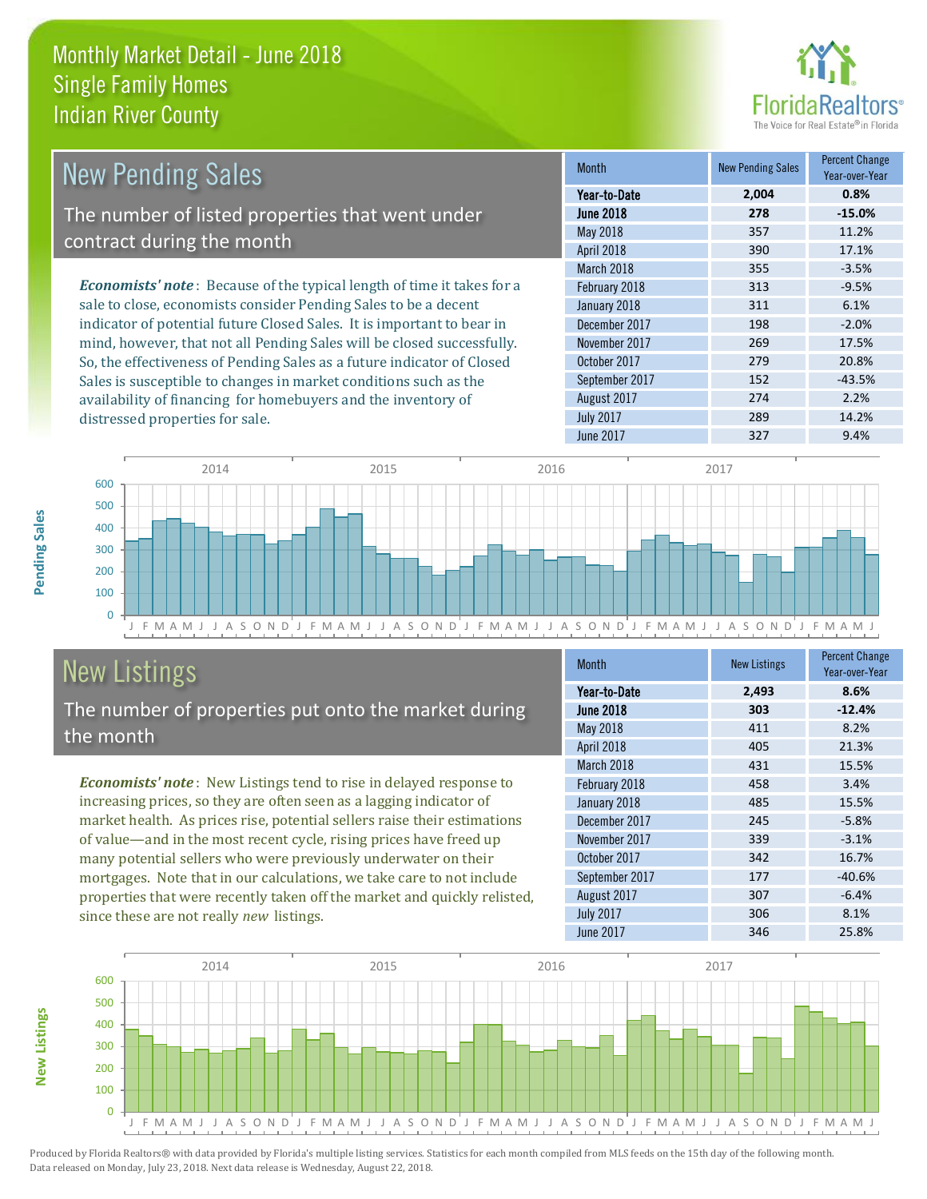# Monthly Market Detail - June 2018
## Single Family Homes
## Indian River County

## New Pending Sales

The number of listed properties that went under contract during the month

***Economists' note***: Because of the typical length of time it takes for a sale to close, economists consider Pending Sales to be a decent indicator of potential future Closed Sales. It is important to bear in mind, however, that not all Pending Sales will be closed successfully. So, the effectiveness of Pending Sales as a future indicator of Closed Sales is susceptible to changes in market conditions such as the availability of financing for homebuyers and the inventory of distressed properties for sale.

| Month | New Pending Sales | Percent Change Year-over-Year |
|---|---|---|
| **Year-to-Date** | **2,004** | **0.8%** |
| **June 2018** | **278** | **-15.0%** |
| May 2018 | 357 | 11.2% |
| April 2018 | 390 | 17.1% |
| March 2018 | 355 | -3.5% |
| February 2018 | 313 | -9.5% |
| January 2018 | 311 | 6.1% |
| December 2017 | 198 | -2.0% |
| November 2017 | 269 | 17.5% |
| October 2017 | 279 | 20.8% |
| September 2017 | 152 | -43.5% |
| August 2017 | 274 | 2.2% |
| July 2017 | 289 | 14.2% |
| June 2017 | 327 | 9.4% |

## New Listings

The number of properties put onto the market during the month

***Economists' note***: New Listings tend to rise in delayed response to increasing prices, so they are often seen as a lagging indicator of market health. As prices rise, potential sellers raise their estimations of value—and in the most recent cycle, rising prices have freed up many potential sellers who were previously underwater on their mortgages. Note that in our calculations, we take care to not include properties that were recently taken off the market and quickly relisted, since these are not really *new* listings.

| Month | New Listings | Percent Change Year-over-Year |
|---|---|---|
| **Year-to-Date** | **2,493** | **8.6%** |
| **June 2018** | **303** | **-12.4%** |
| May 2018 | 411 | 8.2% |
| April 2018 | 405 | 21.3% |
| March 2018 | 431 | 15.5% |
| February 2018 | 458 | 3.4% |
| January 2018 | 485 | 15.5% |
| December 2017 | 245 | -5.8% |
| November 2017 | 339 | -3.1% |
| October 2017 | 342 | 16.7% |
| September 2017 | 177 | -40.6% |
| August 2017 | 307 | -6.4% |
| July 2017 | 306 | 8.1% |
| June 2017 | 346 | 25.8% |

Produced by Florida Realtors® with data provided by Florida's multiple listing services. Statistics for each month compiled from MLS feeds on the 15th day of the following month. Data released on Monday, July 23, 2018. Next data release is Wednesday, August 22, 2018.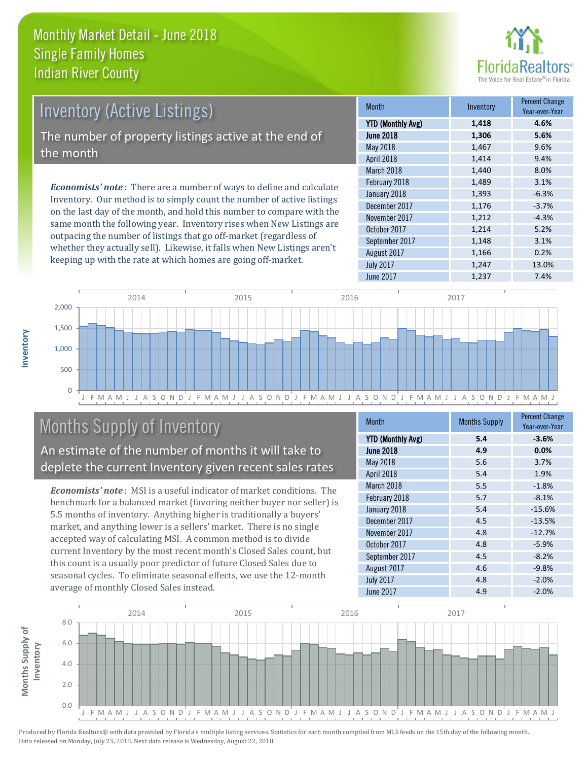# Monthly Market Detail - June 2018
## Single Family Homes
## Indian River County

## Inventory (Active Listings)

The number of property listings active at the end of the month

*Economists' note*: There are a number of ways to define and calculate Inventory. Our method is to simply count the number of active listings on the last day of the month, and hold this number to compare with the same month the following year. Inventory rises when New Listings are outpacing the number of listings that go off-market (regardless of whether they actually sell). Likewise, it falls when New Listings aren't keeping up with the rate at which homes are going off-market.

| Month | Inventory | Percent Change Year-over-Year |
|---|---|---|
| **YTD (Monthly Avg)** | **1,418** | **4.6%** |
| **June 2018** | **1,306** | **5.6%** |
| May 2018 | 1,467 | 9.6% |
| April 2018 | 1,414 | 9.4% |
| March 2018 | 1,440 | 8.0% |
| February 2018 | 1,489 | 3.1% |
| January 2018 | 1,393 | -6.3% |
| December 2017 | 1,176 | -3.7% |
| November 2017 | 1,212 | -4.3% |
| October 2017 | 1,214 | 5.2% |
| September 2017 | 1,148 | 3.1% |
| August 2017 | 1,166 | 0.2% |
| July 2017 | 1,247 | 13.0% |
| June 2017 | 1,237 | 7.4% |

## Months Supply of Inventory

An estimate of the number of months it will take to deplete the current Inventory given recent sales rates

*Economists' note*: MSI is a useful indicator of market conditions. The benchmark for a balanced market (favoring neither buyer nor seller) is 5.5 months of inventory. Anything higher is traditionally a buyers' market, and anything lower is a sellers' market. There is no single accepted way of calculating MSI. A common method is to divide current Inventory by the most recent month's Closed Sales count, but this count is a usually poor predictor of future Closed Sales due to seasonal cycles. To eliminate seasonal effects, we use the 12-month average of monthly Closed Sales instead.

| Month | Months Supply | Percent Change Year-over-Year |
|---|---|---|
| **YTD (Monthly Avg)** | **5.4** | **-3.6%** |
| **June 2018** | **4.9** | **0.0%** |
| May 2018 | 5.6 | 3.7% |
| April 2018 | 5.4 | 1.9% |
| March 2018 | 5.5 | -1.8% |
| February 2018 | 5.7 | -8.1% |
| January 2018 | 5.4 | -15.6% |
| December 2017 | 4.5 | -13.5% |
| November 2017 | 4.8 | -12.7% |
| October 2017 | 4.8 | -5.9% |
| September 2017 | 4.5 | -8.2% |
| August 2017 | 4.6 | -9.8% |
| July 2017 | 4.8 | -2.0% |
| June 2017 | 4.9 | -2.0% |

Produced by Florida Realtors® with data provided by Florida's multiple listing services. Statistics for each month compiled from MLS feeds on the 15th day of the following month. Data released on Monday, July 23, 2018. Next data release is Wednesday, August 22, 2018.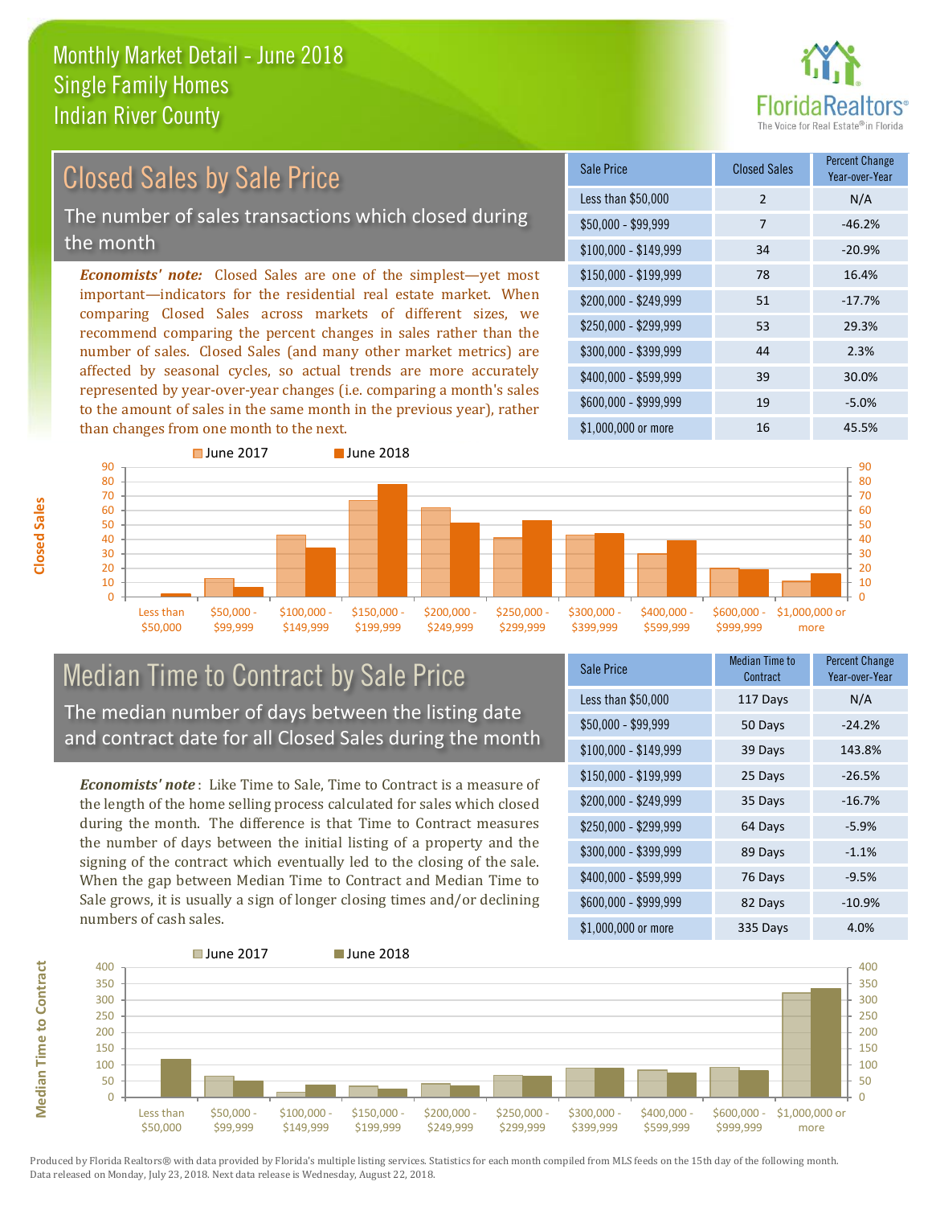# Monthly Market Detail - June 2018
## Single Family Homes
## Indian River County

## Closed Sales by Sale Price

The number of sales transactions which closed during the month

***Economists' note:*** Closed Sales are one of the simplest—yet most important—indicators for the residential real estate market. When comparing Closed Sales across markets of different sizes, we recommend comparing the percent changes in sales rather than the number of sales. Closed Sales (and many other market metrics) are affected by seasonal cycles, so actual trends are more accurately represented by year-over-year changes (i.e. comparing a month's sales to the amount of sales in the same month in the previous year), rather than changes from one month to the next.

| Sale Price | Closed Sales | Percent Change Year-over-Year |
|---|---|---|
| Less than $50,000 | 2 | N/A |
| $50,000 - $99,999 | 7 | -46.2% |
| $100,000 - $149,999 | 34 | -20.9% |
| $150,000 - $199,999 | 78 | 16.4% |
| $200,000 - $249,999 | 51 | -17.7% |
| $250,000 - $299,999 | 53 | 29.3% |
| $300,000 - $399,999 | 44 | 2.3% |
| $400,000 - $599,999 | 39 | 30.0% |
| $600,000 - $999,999 | 19 | -5.0% |
| $1,000,000 or more | 16 | 45.5% |

## Median Time to Contract by Sale Price

The median number of days between the listing date and contract date for all Closed Sales during the month

***Economists' note*** : Like Time to Sale, Time to Contract is a measure of the length of the home selling process calculated for sales which closed during the month. The difference is that Time to Contract measures the number of days between the initial listing of a property and the signing of the contract which eventually led to the closing of the sale. When the gap between Median Time to Contract and Median Time to Sale grows, it is usually a sign of longer closing times and/or declining numbers of cash sales.

| Sale Price | Median Time to Contract | Percent Change Year-over-Year |
|---|---|---|
| Less than $50,000 | 117 Days | N/A |
| $50,000 - $99,999 | 50 Days | -24.2% |
| $100,000 - $149,999 | 39 Days | 143.8% |
| $150,000 - $199,999 | 25 Days | -26.5% |
| $200,000 - $249,999 | 35 Days | -16.7% |
| $250,000 - $299,999 | 64 Days | -5.9% |
| $300,000 - $399,999 | 89 Days | -1.1% |
| $400,000 - $599,999 | 76 Days | -9.5% |
| $600,000 - $999,999 | 82 Days | -10.9% |
| $1,000,000 or more | 335 Days | 4.0% |

Produced by Florida Realtors® with data provided by Florida's multiple listing services. Statistics for each month compiled from MLS feeds on the 15th day of the following month. Data released on Monday, July 23, 2018. Next data release is Wednesday, August 22, 2018.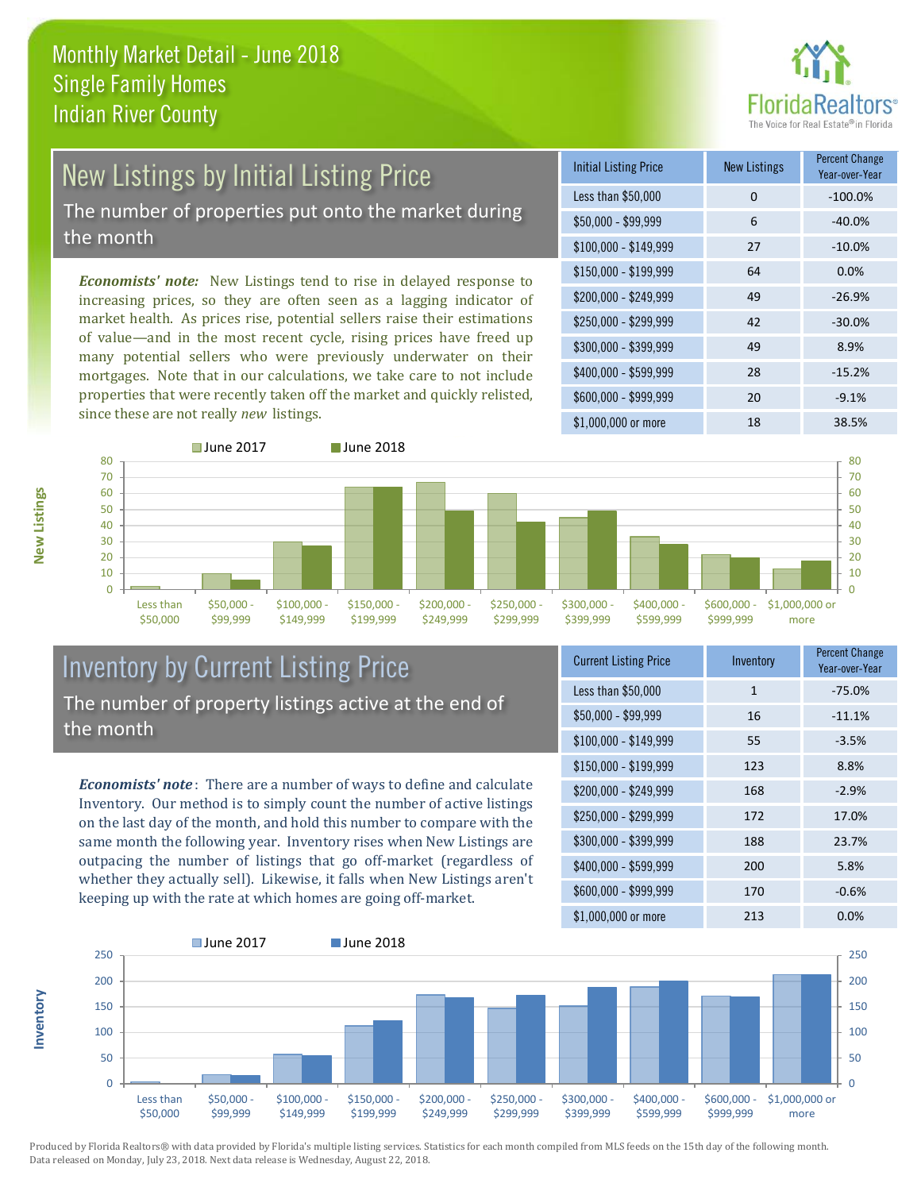# Monthly Market Detail - June 2018
## Single Family Homes
## Indian River County

## New Listings by Initial Listing Price

The number of properties put onto the market during the month

*Economists' note:* New Listings tend to rise in delayed response to increasing prices, so they are often seen as a lagging indicator of market health. As prices rise, potential sellers raise their estimations of value—and in the most recent cycle, rising prices have freed up many potential sellers who were previously underwater on their mortgages. Note that in our calculations, we take care to not include properties that were recently taken off the market and quickly relisted, since these are not really *new* listings.

| Initial Listing Price | New Listings | Percent Change Year-over-Year |
|---|---|---|
| Less than $50,000 | 0 | -100.0% |
| $50,000 - $99,999 | 6 | -40.0% |
| $100,000 - $149,999 | 27 | -10.0% |
| $150,000 - $199,999 | 64 | 0.0% |
| $200,000 - $249,999 | 49 | -26.9% |
| $250,000 - $299,999 | 42 | -30.0% |
| $300,000 - $399,999 | 49 | 8.9% |
| $400,000 - $599,999 | 28 | -15.2% |
| $600,000 - $999,999 | 20 | -9.1% |
| $1,000,000 or more | 18 | 38.5% |

## Inventory by Current Listing Price

The number of property listings active at the end of the month

*Economists' note*: There are a number of ways to define and calculate Inventory. Our method is to simply count the number of active listings on the last day of the month, and hold this number to compare with the same month the following year. Inventory rises when New Listings are outpacing the number of listings that go off-market (regardless of whether they actually sell). Likewise, it falls when New Listings aren't keeping up with the rate at which homes are going off-market.

| Current Listing Price | Inventory | Percent Change Year-over-Year |
|---|---|---|
| Less than $50,000 | 1 | -75.0% |
| $50,000 - $99,999 | 16 | -11.1% |
| $100,000 - $149,999 | 55 | -3.5% |
| $150,000 - $199,999 | 123 | 8.8% |
| $200,000 - $249,999 | 168 | -2.9% |
| $250,000 - $299,999 | 172 | 17.0% |
| $300,000 - $399,999 | 188 | 23.7% |
| $400,000 - $599,999 | 200 | 5.8% |
| $600,000 - $999,999 | 170 | -0.6% |
| $1,000,000 or more | 213 | 0.0% |

Produced by Florida Realtors® with data provided by Florida's multiple listing services. Statistics for each month compiled from MLS feeds on the 15th day of the following month. Data released on Monday, July 23, 2018. Next data release is Wednesday, August 22, 2018.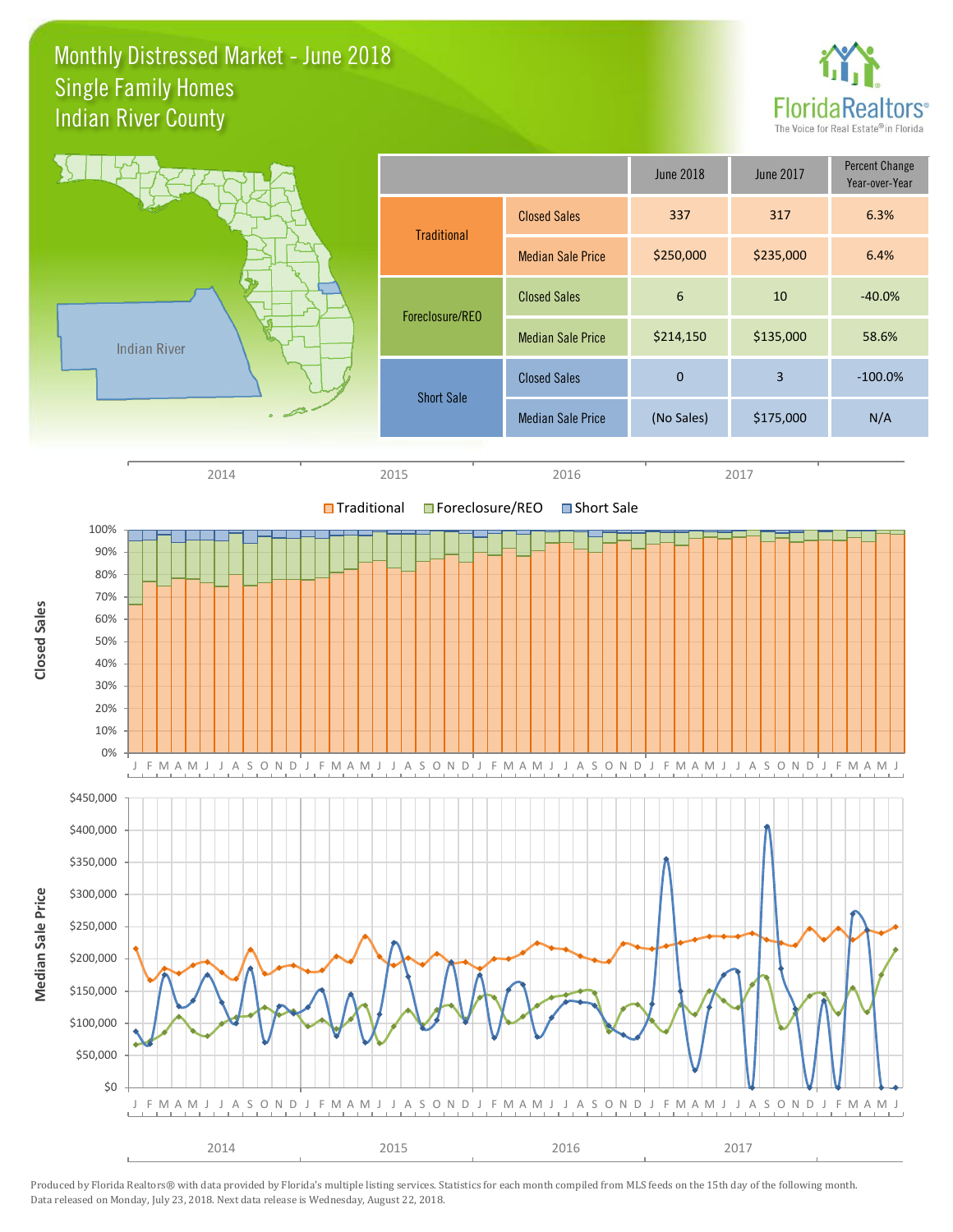# Monthly Distressed Market - June 2018
## Single Family Homes
## Indian River County

FloridaRealtors®
The Voice for Real Estate® in Florida

Indian River

| | | June 2018 | June 2017 | Percent Change Year-over-Year |
|---|---|---|---|---|
| Traditional | Closed Sales | 337 | 317 | 6.3% |
| | Median Sale Price | $250,000 | $235,000 | 6.4% |
| Foreclosure/REO | Closed Sales | 6 | 10 | -40.0% |
| | Median Sale Price | $214,150 | $135,000 | 58.6% |
| Short Sale | Closed Sales | 0 | 3 | -100.0% |
| | Median Sale Price | (No Sales) | $175,000 | N/A |

2014 2015 2016 2017

Traditional Foreclosure/REO Short Sale

Closed Sales

100% 90% 80% 70% 60% 50% 40% 30% 20% 10% 0%

J F M A M J J A S O N D J F M A M J J A S O N D J F M A M J J A S O N D J F M A M J J A S O N D J F M A M J

Median Sale Price

$450,000 $400,000 $350,000 $300,000 $250,000 $200,000 $150,000 $100,000 $50,000 $0

J F M A M J J A S O N D J F M A M J J A S O N D J F M A M J J A S O N D J F M A M J J A S O N D J F M A M J

2014 2015 2016 2017

Produced by Florida Realtors® with data provided by Florida's multiple listing services. Statistics for each month compiled from MLS feeds on the 15th day of the following month. Data released on Monday, July 23, 2018. Next data release is Wednesday, August 22, 2018.